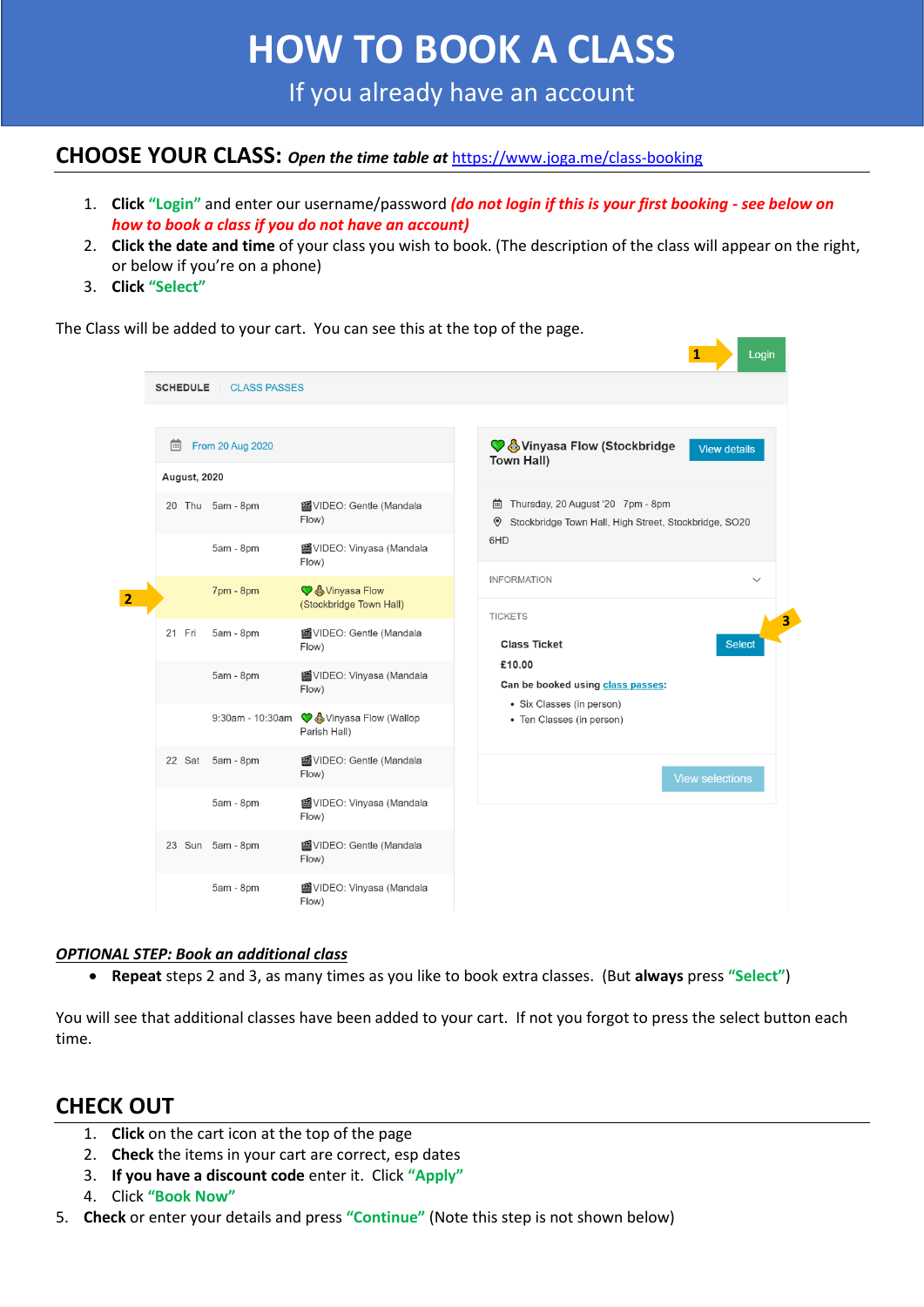# HOW TO BOOK A CLASS

If you already have an account

## CHOOSE YOUR CLASS: *Open the time table at* https://www.joga.me/class-booking

1. **Click "Login"** and enter our username/password ***(do not login if this is your first booking - see below on how to book a class if you do not have an account)***
2. **Click the date and time** of your class you wish to book. (The description of the class will appear on the right, or below if you're on a phone)
3. **Click "Select"**

The Class will be added to your cart. You can see this at the top of the page.

1 Login

SCHEDULE | CLASS PASSES

From 20 Aug 2020

August, 2020

| | | | |
|---|---|---|---|
| 20 | Thu | 5am - 8pm | VIDEO: Gentle (Mandala Flow) |
| | | 5am - 8pm | VIDEO: Vinyasa (Mandala Flow) |
| 2 | | 7pm - 8pm | Vinyasa Flow (Stockbridge Town Hall) |
| 21 | Fri | 5am - 8pm | VIDEO: Gentle (Mandala Flow) |
| | | 5am - 8pm | VIDEO: Vinyasa (Mandala Flow) |
| | | 9:30am - 10:30am | Vinyasa Flow (Wallop Parish Hall) |
| 22 | Sat | 5am - 8pm | VIDEO: Gentle (Mandala Flow) |
| | | 5am - 8pm | VIDEO: Vinyasa (Mandala Flow) |
| 23 | Sun | 5am - 8pm | VIDEO: Gentle (Mandala Flow) |
| | | 5am - 8pm | VIDEO: Vinyasa (Mandala Flow) |

Vinyasa Flow (Stockbridge Town Hall) — View details

Thursday, 20 August '20 7pm - 8pm

Stockbridge Town Hall, High Street, Stockbridge, SO20 6HD

INFORMATION

TICKETS

Class Ticket — Select (3)

£10.00

Can be booked using class passes:

- Six Classes (in person)
- Ten Classes (in person)

View selections

### *OPTIONAL STEP: Book an additional class*

- **Repeat** steps 2 and 3, as many times as you like to book extra classes. (But **always** press **"Select"**)

You will see that additional classes have been added to your cart. If not you forgot to press the select button each time.

## CHECK OUT

1. **Click** on the cart icon at the top of the page
2. **Check** the items in your cart are correct, esp dates
3. **If you have a discount code** enter it. Click **"Apply"**
4. Click **"Book Now"**
5. **Check** or enter your details and press **"Continue"** (Note this step is not shown below)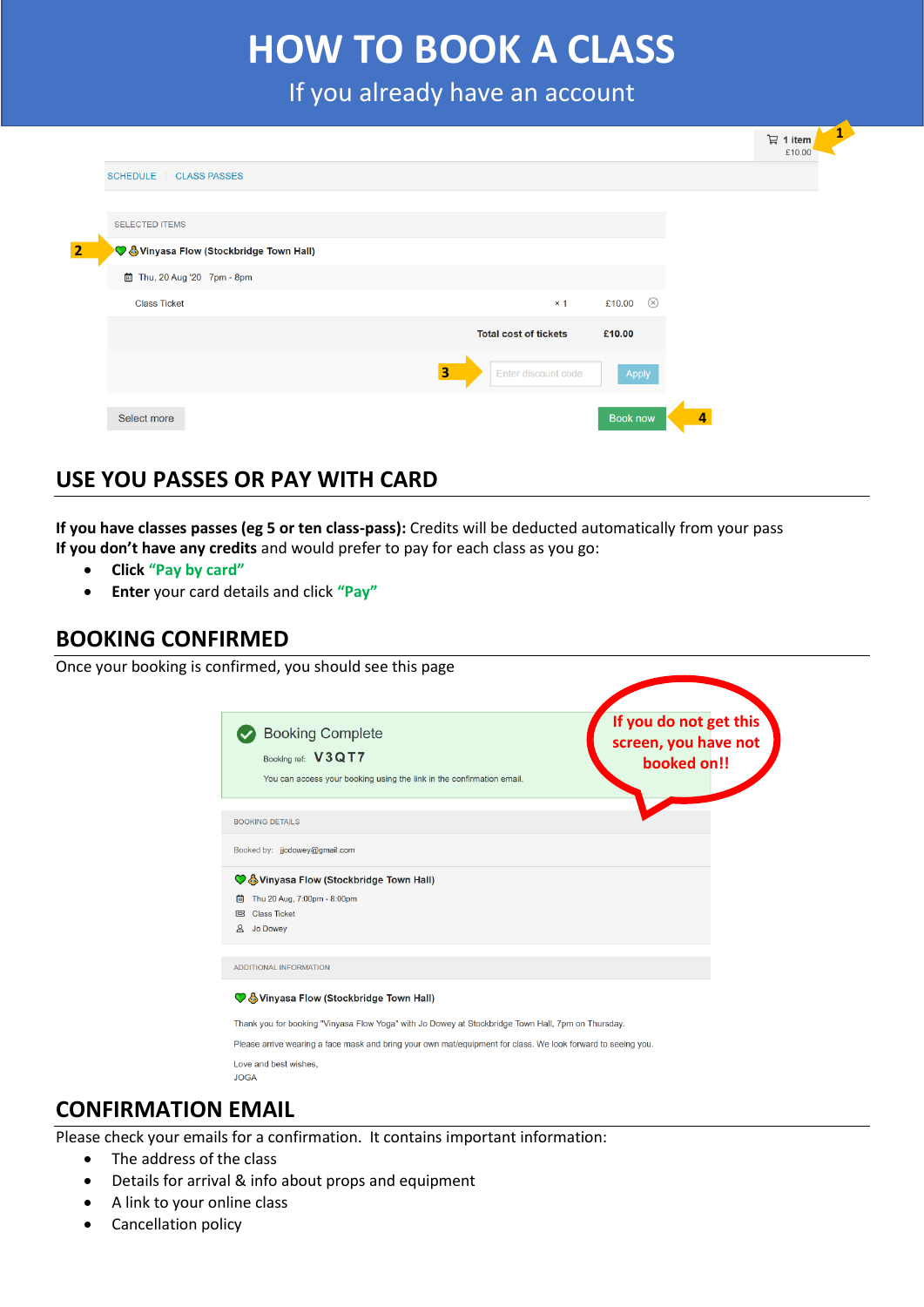# HOW TO BOOK A CLASS

If you already have an account

1 item
£10.00

SCHEDULE | CLASS PASSES

SELECTED ITEMS

2 Vinyasa Flow (Stockbridge Town Hall)

Thu, 20 Aug '20 7pm - 8pm

| Class Ticket | × 1 | £10.00 |
|---|---|---|
| | Total cost of tickets | £10.00 |

3 Enter discount code Apply

Select more

Book now 4

## USE YOU PASSES OR PAY WITH CARD

**If you have classes passes (eg 5 or ten class-pass):** Credits will be deducted automatically from your pass
**If you don't have any credits** and would prefer to pay for each class as you go:

- **Click "Pay by card"**
- **Enter** your card details and click **"Pay"**

## BOOKING CONFIRMED

Once your booking is confirmed, you should see this page

Booking Complete

Booking ref: V3QT7

You can access your booking using the link in the confirmation email.

**If you do not get this screen, you have not booked on!!**

BOOKING DETAILS

Booked by: jjcdowey@gmail.com

Vinyasa Flow (Stockbridge Town Hall)

Thu 20 Aug, 7:00pm - 8:00pm

Class Ticket

Jo Dowey

ADDITIONAL INFORMATION

Vinyasa Flow (Stockbridge Town Hall)

Thank you for booking "Vinyasa Flow Yoga" with Jo Dowey at Stockbridge Town Hall, 7pm on Thursday.

Please arrive wearing a face mask and bring your own mat/equipment for class. We look forward to seeing you.

Love and best wishes,
JOGA

## CONFIRMATION EMAIL

Please check your emails for a confirmation. It contains important information:

- The address of the class
- Details for arrival & info about props and equipment
- A link to your online class
- Cancellation policy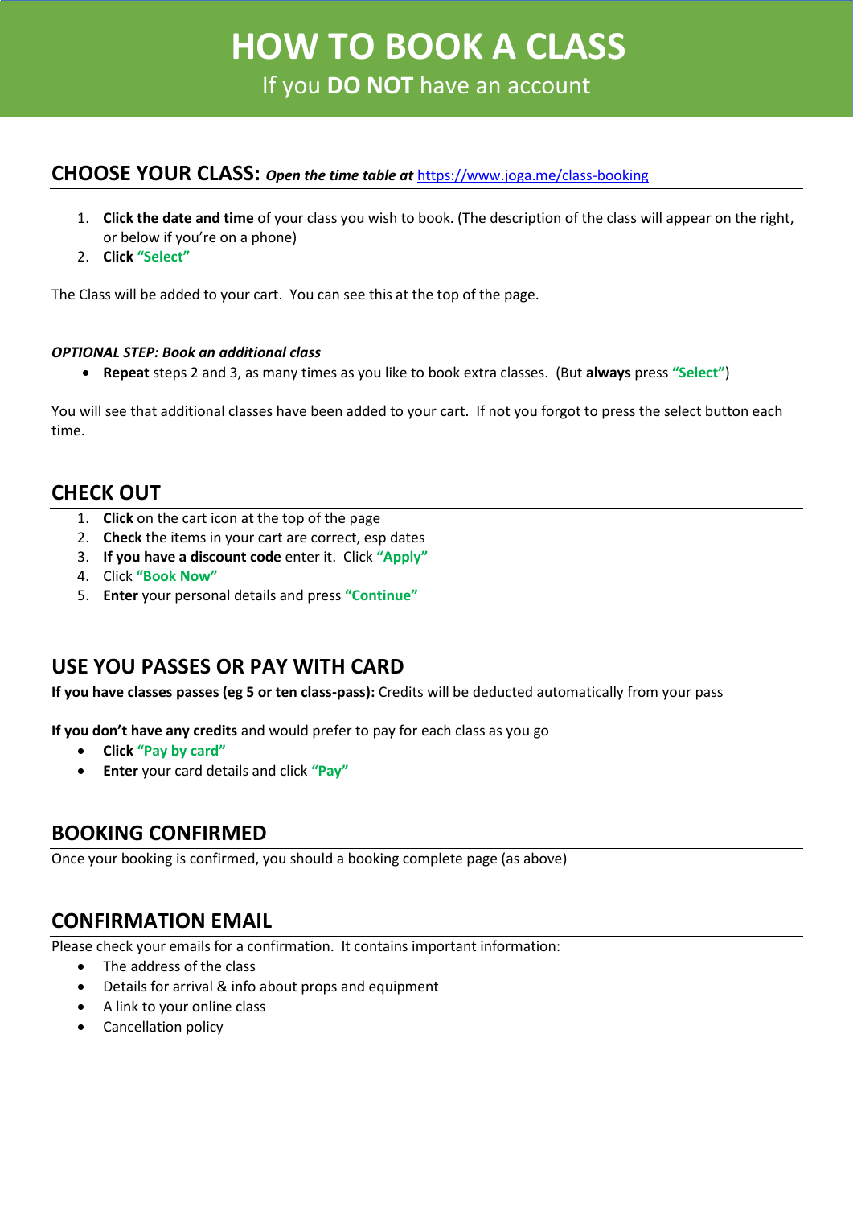# HOW TO BOOK A CLASS

If you **DO NOT** have an account

## CHOOSE YOUR CLASS: *Open the time table at* https://www.joga.me/class-booking

1. **Click the date and time** of your class you wish to book. (The description of the class will appear on the right, or below if you're on a phone)
2. **Click "Select"**

The Class will be added to your cart. You can see this at the top of the page.

***OPTIONAL STEP: Book an additional class***

- **Repeat** steps 2 and 3, as many times as you like to book extra classes. (But **always** press **"Select"**)

You will see that additional classes have been added to your cart. If not you forgot to press the select button each time.

## CHECK OUT

1. **Click** on the cart icon at the top of the page
2. **Check** the items in your cart are correct, esp dates
3. **If you have a discount code** enter it. Click **"Apply"**
4. Click **"Book Now"**
5. **Enter** your personal details and press **"Continue"**

## USE YOU PASSES OR PAY WITH CARD

**If you have classes passes (eg 5 or ten class-pass):** Credits will be deducted automatically from your pass

**If you don't have any credits** and would prefer to pay for each class as you go

- **Click "Pay by card"**
- **Enter** your card details and click **"Pay"**

## BOOKING CONFIRMED

Once your booking is confirmed, you should a booking complete page (as above)

## CONFIRMATION EMAIL

Please check your emails for a confirmation. It contains important information:

- The address of the class
- Details for arrival & info about props and equipment
- A link to your online class
- Cancellation policy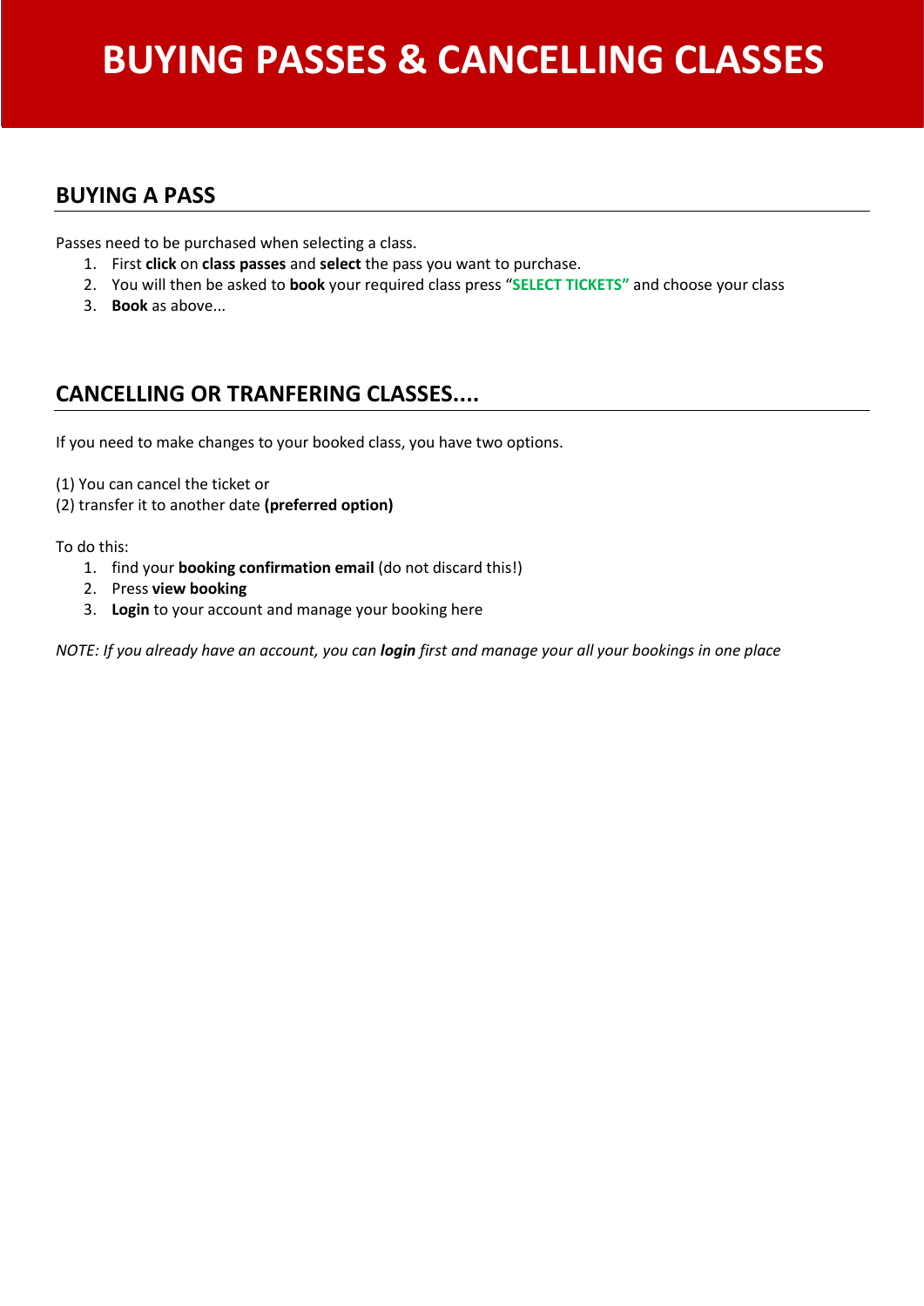# BUYING PASSES & CANCELLING CLASSES

## BUYING A PASS

Passes need to be purchased when selecting a class.

1. First **click** on **class passes** and **select** the pass you want to purchase.
2. You will then be asked to **book** your required class press "**SELECT TICKETS"** and choose your class
3. **Book** as above...

## CANCELLING OR TRANFERING CLASSES....

If you need to make changes to your booked class, you have two options.

(1) You can cancel the ticket or
(2) transfer it to another date **(preferred option)**

To do this:

1. find your **booking confirmation email** (do not discard this!)
2. Press **view booking**
3. **Login** to your account and manage your booking here

*NOTE: If you already have an account, you can **login** first and manage your all your bookings in one place*